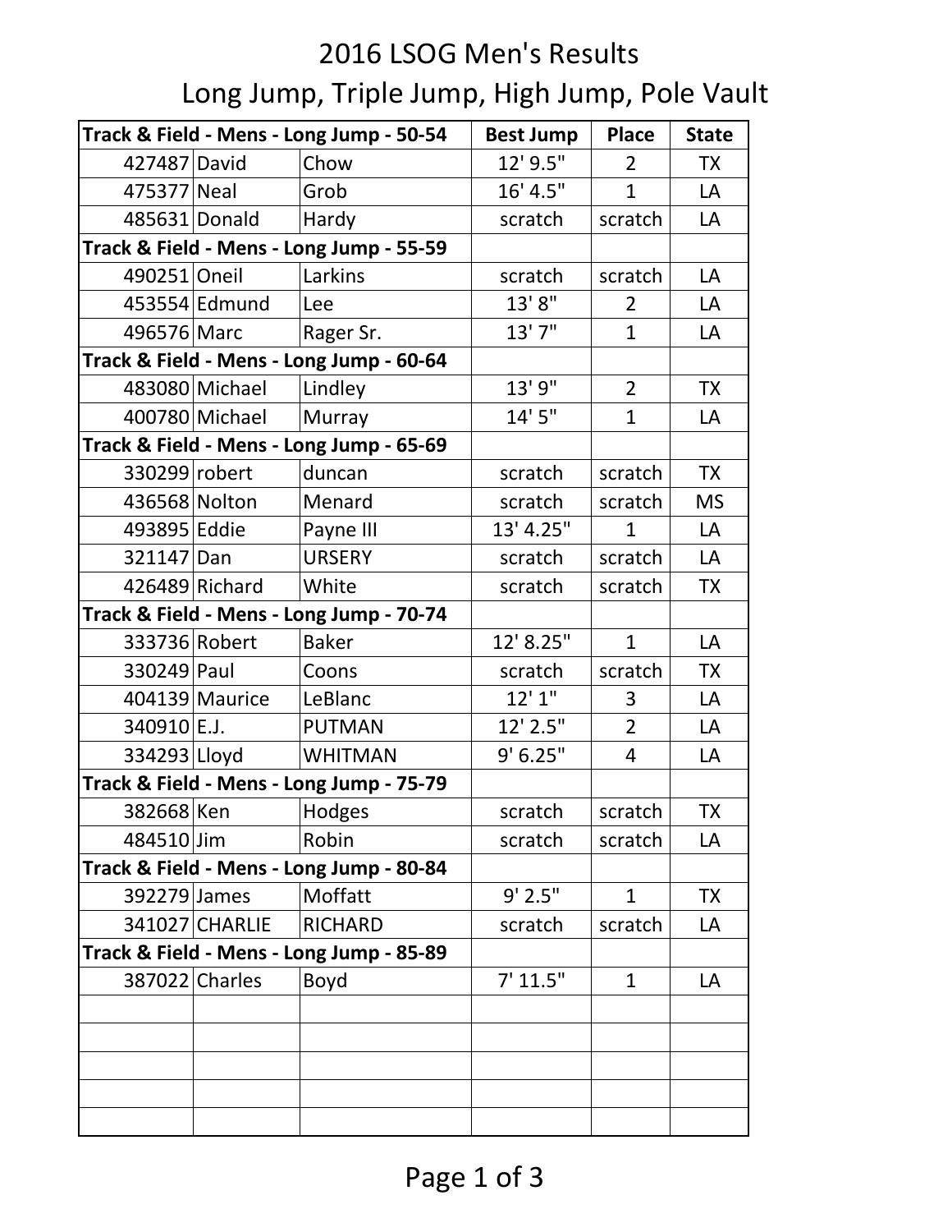# 2016 LSOG Men's Results

## Long Jump, Triple Jump, High Jump, Pole Vault

| Track & Field - Mens - Long Jump - 50-54 | | | Best Jump | Place | State |
|---|---|---|---|---|---|
| 427487 | David | Chow | 12' 9.5" | 2 | TX |
| 475377 | Neal | Grob | 16' 4.5" | 1 | LA |
| 485631 | Donald | Hardy | scratch | scratch | LA |
| **Track & Field - Mens - Long Jump - 55-59** | | | | | |
| 490251 | Oneil | Larkins | scratch | scratch | LA |
| 453554 | Edmund | Lee | 13' 8" | 2 | LA |
| 496576 | Marc | Rager Sr. | 13' 7" | 1 | LA |
| **Track & Field - Mens - Long Jump - 60-64** | | | | | |
| 483080 | Michael | Lindley | 13' 9" | 2 | TX |
| 400780 | Michael | Murray | 14' 5" | 1 | LA |
| **Track & Field - Mens - Long Jump - 65-69** | | | | | |
| 330299 | robert | duncan | scratch | scratch | TX |
| 436568 | Nolton | Menard | scratch | scratch | MS |
| 493895 | Eddie | Payne III | 13' 4.25" | 1 | LA |
| 321147 | Dan | URSERY | scratch | scratch | LA |
| 426489 | Richard | White | scratch | scratch | TX |
| **Track & Field - Mens - Long Jump - 70-74** | | | | | |
| 333736 | Robert | Baker | 12' 8.25" | 1 | LA |
| 330249 | Paul | Coons | scratch | scratch | TX |
| 404139 | Maurice | LeBlanc | 12' 1" | 3 | LA |
| 340910 | E.J. | PUTMAN | 12' 2.5" | 2 | LA |
| 334293 | Lloyd | WHITMAN | 9' 6.25" | 4 | LA |
| **Track & Field - Mens - Long Jump - 75-79** | | | | | |
| 382668 | Ken | Hodges | scratch | scratch | TX |
| 484510 | Jim | Robin | scratch | scratch | LA |
| **Track & Field - Mens - Long Jump - 80-84** | | | | | |
| 392279 | James | Moffatt | 9' 2.5" | 1 | TX |
| 341027 | CHARLIE | RICHARD | scratch | scratch | LA |
| **Track & Field - Mens - Long Jump - 85-89** | | | | | |
| 387022 | Charles | Boyd | 7' 11.5" | 1 | LA |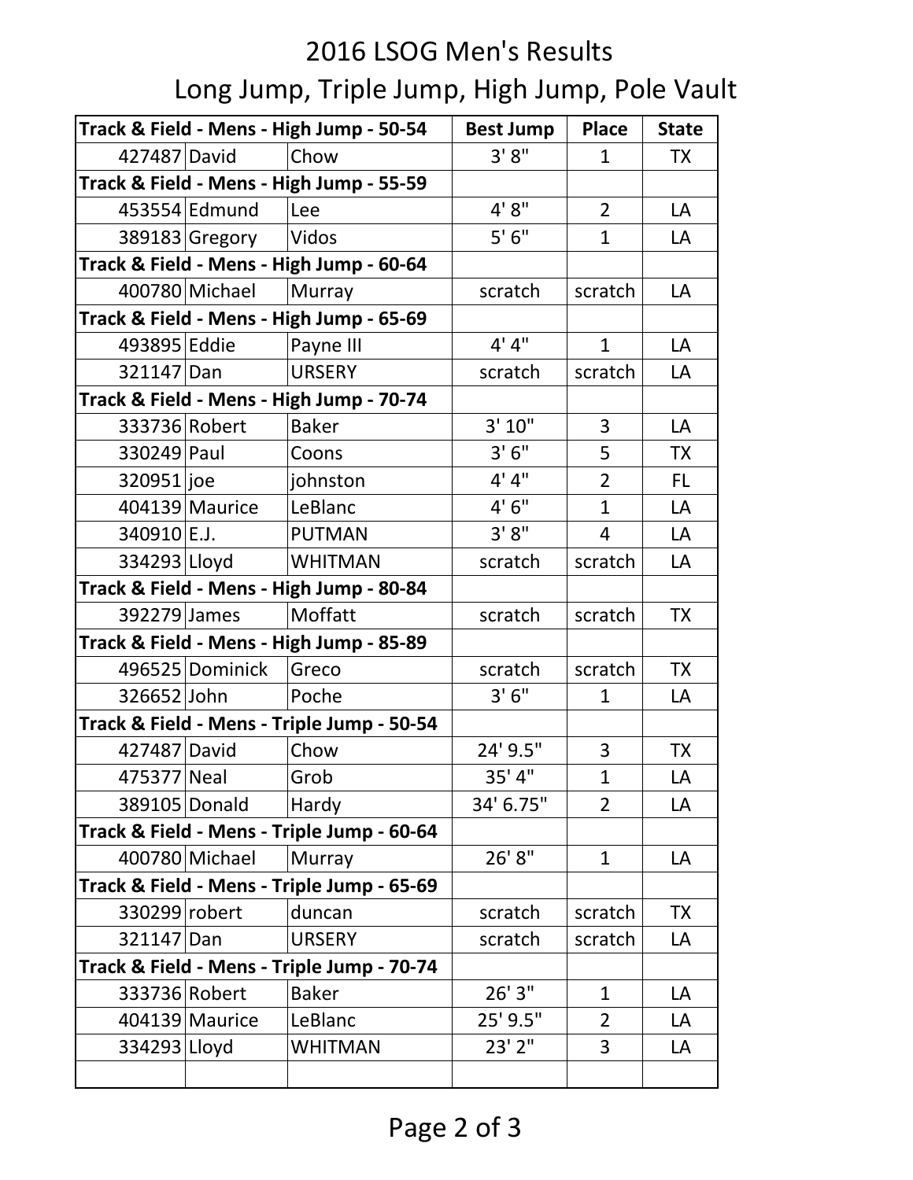# 2016 LSOG Men's Results

## Long Jump, Triple Jump, High Jump, Pole Vault

| Track & Field - Mens - High Jump - 50-54 | | | Best Jump | Place | State |
|---|---|---|---|---|---|
| 427487 | David | Chow | 3' 8" | 1 | TX |
| **Track & Field - Mens - High Jump - 55-59** | | | | | |
| 453554 | Edmund | Lee | 4' 8" | 2 | LA |
| 389183 | Gregory | Vidos | 5' 6" | 1 | LA |
| **Track & Field - Mens - High Jump - 60-64** | | | | | |
| 400780 | Michael | Murray | scratch | scratch | LA |
| **Track & Field - Mens - High Jump - 65-69** | | | | | |
| 493895 | Eddie | Payne III | 4' 4" | 1 | LA |
| 321147 | Dan | URSERY | scratch | scratch | LA |
| **Track & Field - Mens - High Jump - 70-74** | | | | | |
| 333736 | Robert | Baker | 3' 10" | 3 | LA |
| 330249 | Paul | Coons | 3' 6" | 5 | TX |
| 320951 | joe | johnston | 4' 4" | 2 | FL |
| 404139 | Maurice | LeBlanc | 4' 6" | 1 | LA |
| 340910 | E.J. | PUTMAN | 3' 8" | 4 | LA |
| 334293 | Lloyd | WHITMAN | scratch | scratch | LA |
| **Track & Field - Mens - High Jump - 80-84** | | | | | |
| 392279 | James | Moffatt | scratch | scratch | TX |
| **Track & Field - Mens - High Jump - 85-89** | | | | | |
| 496525 | Dominick | Greco | scratch | scratch | TX |
| 326652 | John | Poche | 3' 6" | 1 | LA |
| **Track & Field - Mens - Triple Jump - 50-54** | | | | | |
| 427487 | David | Chow | 24' 9.5" | 3 | TX |
| 475377 | Neal | Grob | 35' 4" | 1 | LA |
| 389105 | Donald | Hardy | 34' 6.75" | 2 | LA |
| **Track & Field - Mens - Triple Jump - 60-64** | | | | | |
| 400780 | Michael | Murray | 26' 8" | 1 | LA |
| **Track & Field - Mens - Triple Jump - 65-69** | | | | | |
| 330299 | robert | duncan | scratch | scratch | TX |
| 321147 | Dan | URSERY | scratch | scratch | LA |
| **Track & Field - Mens - Triple Jump - 70-74** | | | | | |
| 333736 | Robert | Baker | 26' 3" | 1 | LA |
| 404139 | Maurice | LeBlanc | 25' 9.5" | 2 | LA |
| 334293 | Lloyd | WHITMAN | 23' 2" | 3 | LA |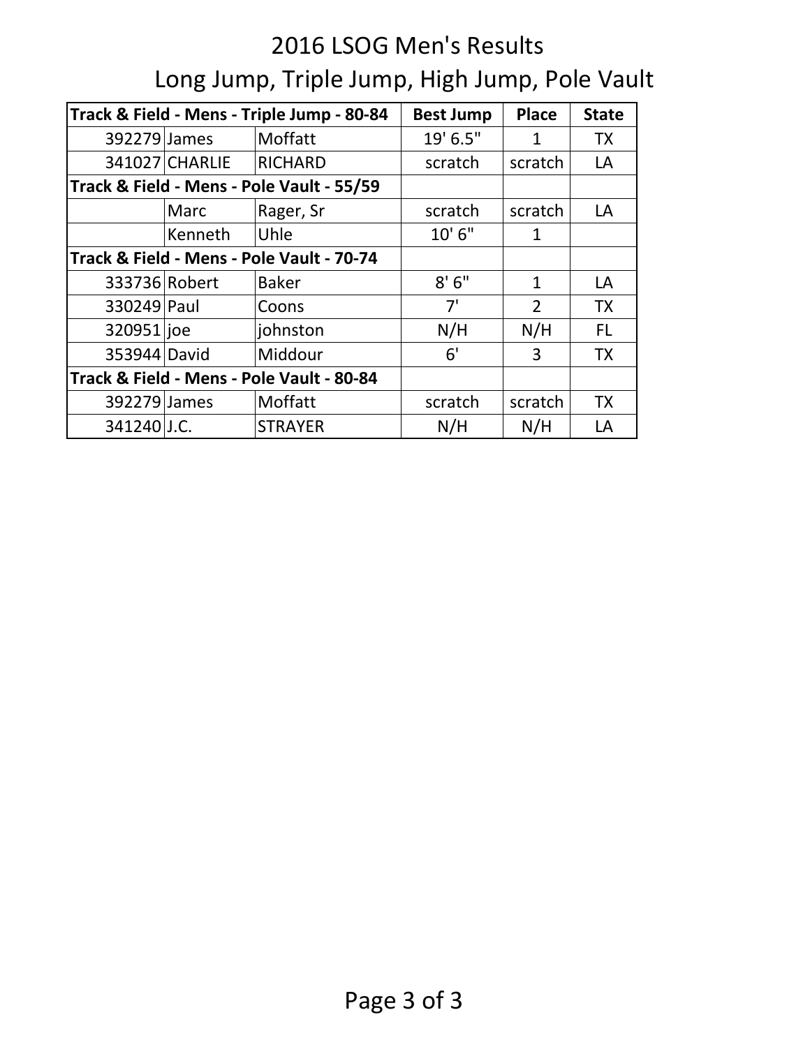# 2016 LSOG Men's Results

## Long Jump, Triple Jump, High Jump, Pole Vault

| Track & Field - Mens - Triple Jump - 80-84 | | | Best Jump | Place | State |
|---|---|---|---|---|---|
| 392279 | James | Moffatt | 19' 6.5" | 1 | TX |
| 341027 | CHARLIE | RICHARD | scratch | scratch | LA |
| **Track & Field - Mens - Pole Vault - 55/59** | | | | | |
| | Marc | Rager, Sr | scratch | scratch | LA |
| | Kenneth | Uhle | 10' 6" | 1 | |
| **Track & Field - Mens - Pole Vault - 70-74** | | | | | |
| 333736 | Robert | Baker | 8' 6" | 1 | LA |
| 330249 | Paul | Coons | 7' | 2 | TX |
| 320951 | joe | johnston | N/H | N/H | FL |
| 353944 | David | Middour | 6' | 3 | TX |
| **Track & Field - Mens - Pole Vault - 80-84** | | | | | |
| 392279 | James | Moffatt | scratch | scratch | TX |
| 341240 | J.C. | STRAYER | N/H | N/H | LA |